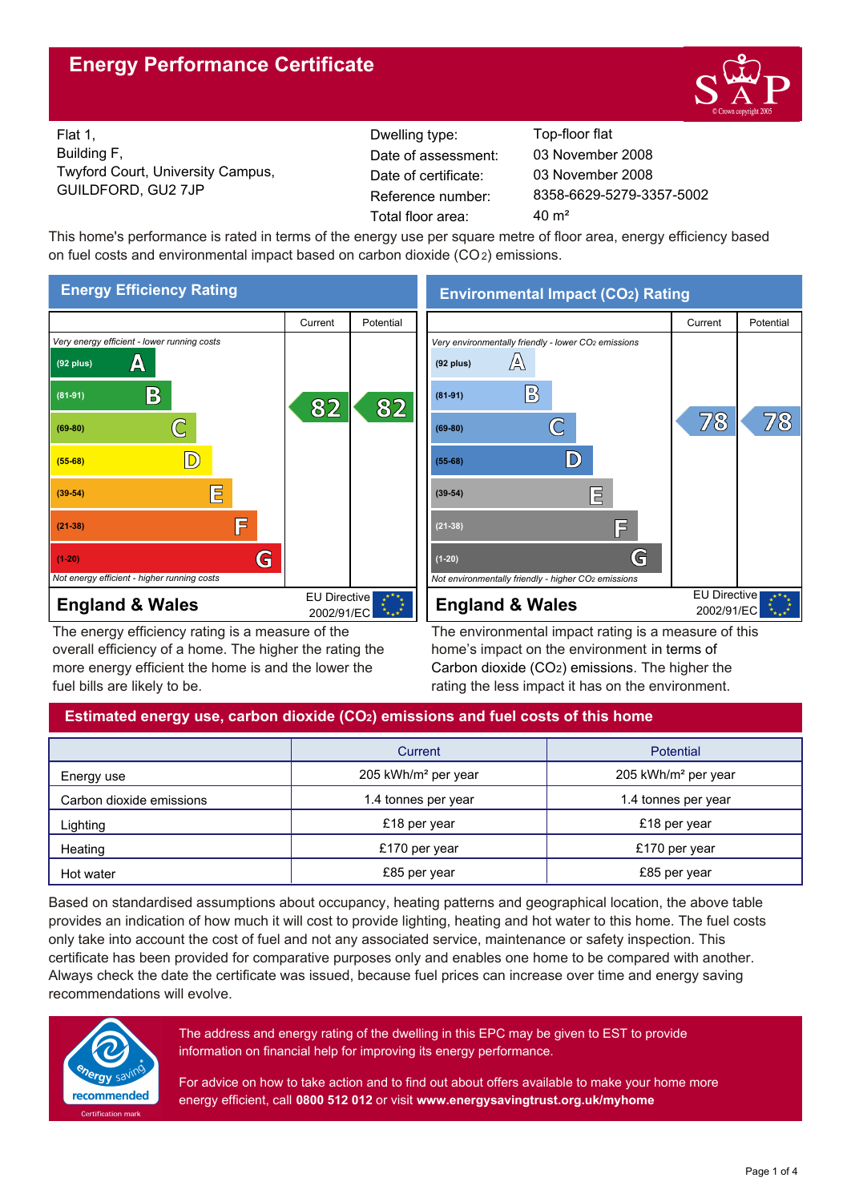# Energy Performance Certificate

Flat 1,
Building F,
Twyford Court, University Campus,
GUILDFORD, GU2 7JP

| | |
|---|---|
| Dwelling type: | Top-floor flat |
| Date of assessment: | 03 November 2008 |
| Date of certificate: | 03 November 2008 |
| Reference number: | 8358-6629-5279-3357-5002 |
| Total floor area: | 40 m² |

This home's performance is rated in terms of the energy use per square metre of floor area, energy efficiency based on fuel costs and environmental impact based on carbon dioxide ($CO_2$) emissions.

## Energy Efficiency Rating

| | Current | Potential |
|---|---|---|
| *Very energy efficient - lower running costs* | | |
| (92 plus) A | | |
| (81-91) B | 82 | 82 |
| (69-80) C | | |
| (55-68) D | | |
| (39-54) E | | |
| (21-38) F | | |
| (1-20) G | | |
| *Not energy efficient - higher running costs* | | |

**England & Wales** — EU Directive 2002/91/EC

The energy efficiency rating is a measure of the overall efficiency of a home. The higher the rating the more energy efficient the home is and the lower the fuel bills are likely to be.

## Environmental Impact ($CO_2$) Rating

| | Current | Potential |
|---|---|---|
| *Very environmentally friendly - lower $CO_2$ emissions* | | |
| (92 plus) A | | |
| (81-91) B | | |
| (69-80) C | 78 | 78 |
| (55-68) D | | |
| (39-54) E | | |
| (21-38) F | | |
| (1-20) G | | |
| *Not environmentally friendly - higher $CO_2$ emissions* | | |

**England & Wales** — EU Directive 2002/91/EC

The environmental impact rating is a measure of this home's impact on the environment in terms of Carbon dioxide ($CO_2$) emissions. The higher the rating the less impact it has on the environment.

## Estimated energy use, carbon dioxide ($CO_2$) emissions and fuel costs of this home

| | Current | Potential |
|---|---|---|
| Energy use | 205 kWh/m² per year | 205 kWh/m² per year |
| Carbon dioxide emissions | 1.4 tonnes per year | 1.4 tonnes per year |
| Lighting | £18 per year | £18 per year |
| Heating | £170 per year | £170 per year |
| Hot water | £85 per year | £85 per year |

Based on standardised assumptions about occupancy, heating patterns and geographical location, the above table provides an indication of how much it will cost to provide lighting, heating and hot water to this home. The fuel costs only take into account the cost of fuel and not any associated service, maintenance or safety inspection. This certificate has been provided for comparative purposes only and enables one home to be compared with another. Always check the date the certificate was issued, because fuel prices can increase over time and energy saving recommendations will evolve.

energy saving recommended — Certification mark

The address and energy rating of the dwelling in this EPC may be given to EST to provide information on financial help for improving its energy performance.

For advice on how to take action and to find out about offers available to make your home more energy efficient, call **0800 512 012** or visit **www.energysavingtrust.org.uk/myhome**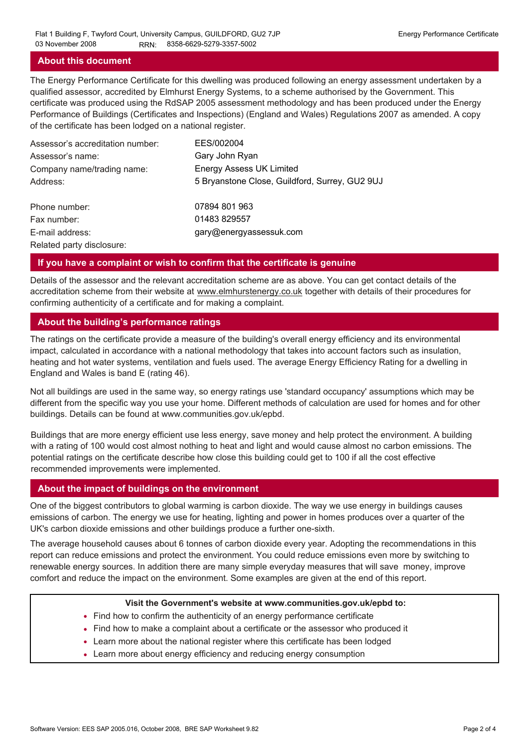## About this document

The Energy Performance Certificate for this dwelling was produced following an energy assessment undertaken by a qualified assessor, accredited by Elmhurst Energy Systems, to a scheme authorised by the Government. This certificate was produced using the RdSAP 2005 assessment methodology and has been produced under the Energy Performance of Buildings (Certificates and Inspections) (England and Wales) Regulations 2007 as amended. A copy of the certificate has been lodged on a national register.

| | |
|---|---|
| Assessor's accreditation number: | EES/002004 |
| Assessor's name: | Gary John Ryan |
| Company name/trading name: | Energy Assess UK Limited |
| Address: | 5 Bryanstone Close, Guildford, Surrey, GU2 9UJ |
| Phone number: | 07894 801 963 |
| Fax number: | 01483 829557 |
| E-mail address: | gary@energyassessuk.com |
| Related party disclosure: | |

## If you have a complaint or wish to confirm that the certificate is genuine

Details of the assessor and the relevant accreditation scheme are as above. You can get contact details of the accreditation scheme from their website at www.elmhurstenergy.co.uk together with details of their procedures for confirming authenticity of a certificate and for making a complaint.

## About the building's performance ratings

The ratings on the certificate provide a measure of the building's overall energy efficiency and its environmental impact, calculated in accordance with a national methodology that takes into account factors such as insulation, heating and hot water systems, ventilation and fuels used. The average Energy Efficiency Rating for a dwelling in England and Wales is band E (rating 46).

Not all buildings are used in the same way, so energy ratings use 'standard occupancy' assumptions which may be different from the specific way you use your home. Different methods of calculation are used for homes and for other buildings. Details can be found at www.communities.gov.uk/epbd.

Buildings that are more energy efficient use less energy, save money and help protect the environment. A building with a rating of 100 would cost almost nothing to heat and light and would cause almost no carbon emissions. The potential ratings on the certificate describe how close this building could get to 100 if all the cost effective recommended improvements were implemented.

## About the impact of buildings on the environment

One of the biggest contributors to global warming is carbon dioxide. The way we use energy in buildings causes emissions of carbon. The energy we use for heating, lighting and power in homes produces over a quarter of the UK's carbon dioxide emissions and other buildings produce a further one-sixth.

The average household causes about 6 tonnes of carbon dioxide every year. Adopting the recommendations in this report can reduce emissions and protect the environment. You could reduce emissions even more by switching to renewable energy sources. In addition there are many simple everyday measures that will save money, improve comfort and reduce the impact on the environment. Some examples are given at the end of this report.

**Visit the Government's website at www.communities.gov.uk/epbd to:**

- Find how to confirm the authenticity of an energy performance certificate
- Find how to make a complaint about a certificate or the assessor who produced it
- Learn more about the national register where this certificate has been lodged
- Learn more about energy efficiency and reducing energy consumption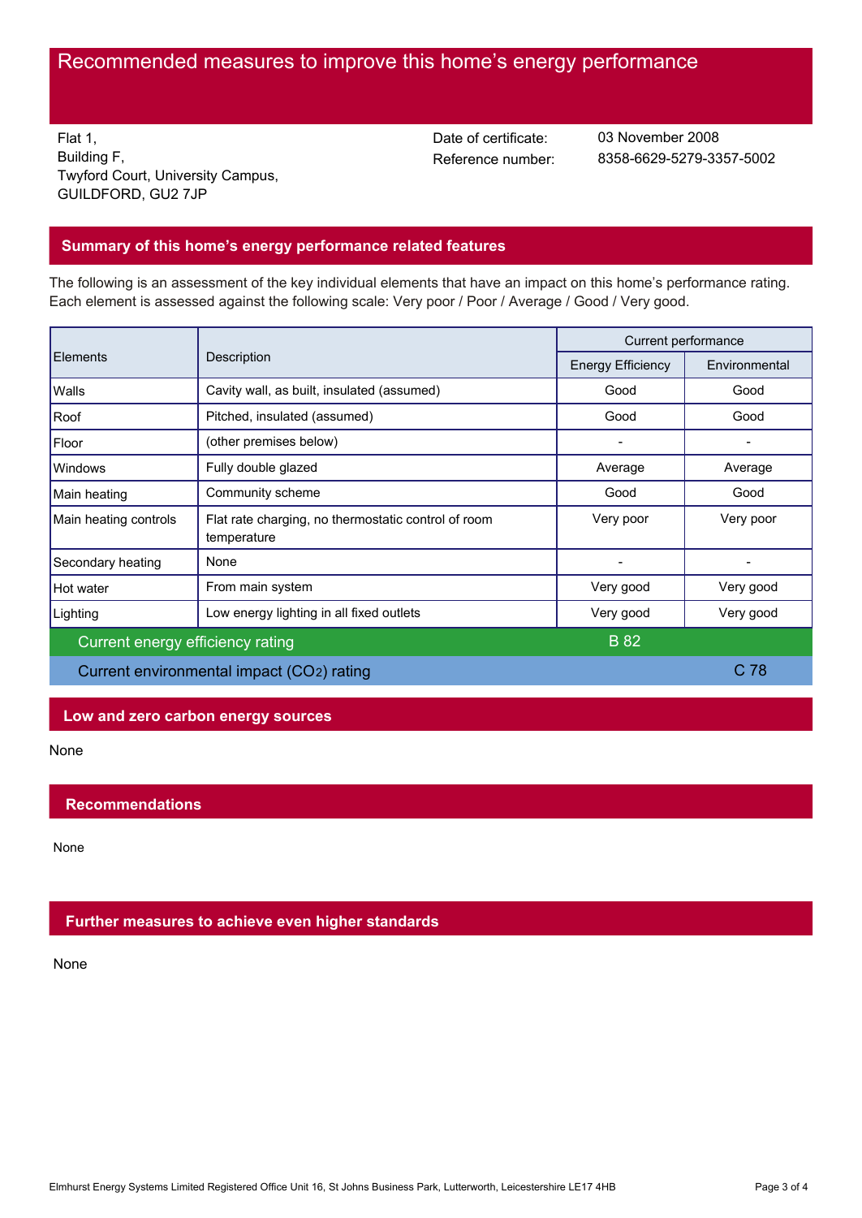# Recommended measures to improve this home's energy performance

Flat 1,
Building F,
Twyford Court, University Campus,
GUILDFORD, GU2 7JP

Date of certificate: 03 November 2008
Reference number: 8358-6629-5279-3357-5002

## Summary of this home's energy performance related features

The following is an assessment of the key individual elements that have an impact on this home's performance rating. Each element is assessed against the following scale: Very poor / Poor / Average / Good / Very good.

| Elements | Description | Current performance | |
|---|---|---|---|
| | | Energy Efficiency | Environmental |
| Walls | Cavity wall, as built, insulated (assumed) | Good | Good |
| Roof | Pitched, insulated (assumed) | Good | Good |
| Floor | (other premises below) | - | - |
| Windows | Fully double glazed | Average | Average |
| Main heating | Community scheme | Good | Good |
| Main heating controls | Flat rate charging, no thermostatic control of room temperature | Very poor | Very poor |
| Secondary heating | None | - | - |
| Hot water | From main system | Very good | Very good |
| Lighting | Low energy lighting in all fixed outlets | Very good | Very good |
| Current energy efficiency rating | | B 82 | |
| Current environmental impact ($CO_2$) rating | | | C 78 |

## Low and zero carbon energy sources

None

## Recommendations

None

## Further measures to achieve even higher standards

None

Elmhurst Energy Systems Limited Registered Office Unit 16, St Johns Business Park, Lutterworth, Leicestershire LE17 4HB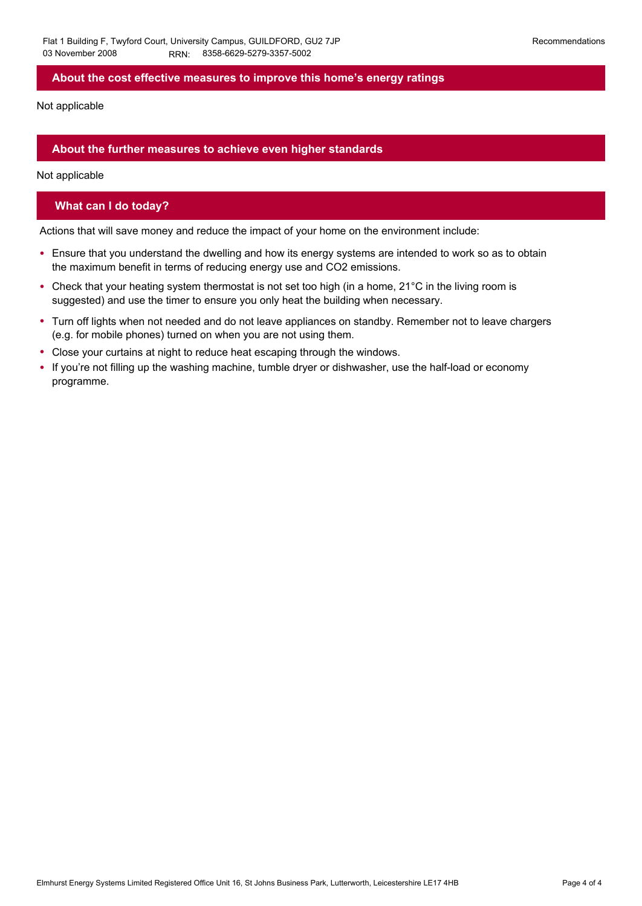## About the cost effective measures to improve this home's energy ratings

Not applicable

## About the further measures to achieve even higher standards

Not applicable

## What can I do today?

Actions that will save money and reduce the impact of your home on the environment include:

- Ensure that you understand the dwelling and how its energy systems are intended to work so as to obtain the maximum benefit in terms of reducing energy use and $CO_2$ emissions.
- Check that your heating system thermostat is not set too high (in a home, 21°C in the living room is suggested) and use the timer to ensure you only heat the building when necessary.
- Turn off lights when not needed and do not leave appliances on standby. Remember not to leave chargers (e.g. for mobile phones) turned on when you are not using them.
- Close your curtains at night to reduce heat escaping through the windows.
- If you're not filling up the washing machine, tumble dryer or dishwasher, use the half-load or economy programme.